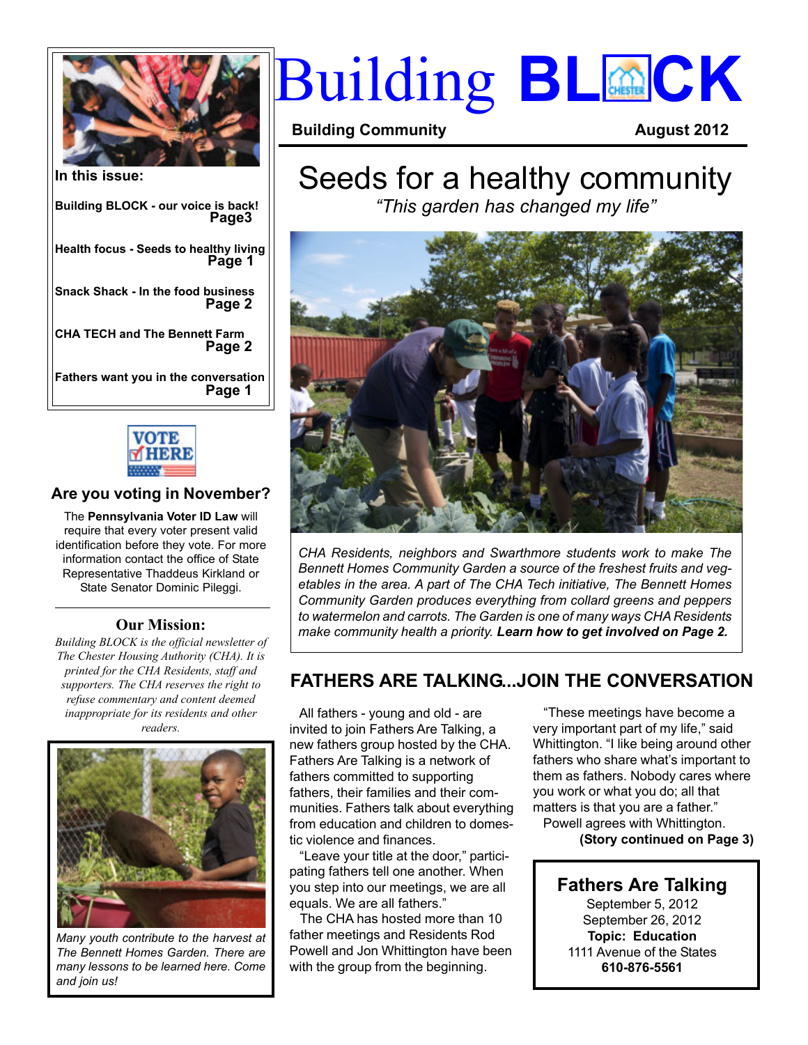# Building BLOCK

**Building Community** **August 2012**

## In this issue:

**Building BLOCK - our voice is back!** **Page3**

**Health focus - Seeds to healthy living** **Page 1**

**Snack Shack - In the food business** **Page 2**

**CHA TECH and The Bennett Farm** **Page 2**

**Fathers want you in the conversation** **Page 1**

VOTE HERE

### Are you voting in November?

The **Pennsylvania Voter ID Law** will require that every voter present valid identification before they vote. For more information contact the office of State Representative Thaddeus Kirkland or State Senator Dominic Pileggi.

### Our Mission:

*Building BLOCK is the official newsletter of The Chester Housing Authority (CHA). It is printed for the CHA Residents, staff and supporters. The CHA reserves the right to refuse commentary and content deemed inappropriate for its residents and other readers.*

*Many youth contribute to the harvest at The Bennett Homes Garden. There are many lessons to be learned here. Come and join us!*

# Seeds for a healthy community

*"This garden has changed my life"*

*CHA Residents, neighbors and Swarthmore students work to make The Bennett Homes Community Garden a source of the freshest fruits and vegetables in the area. A part of The CHA Tech initiative, The Bennett Homes Community Garden produces everything from collard greens and peppers to watermelon and carrots. The Garden is one of many ways CHA Residents make community health a priority.* ***Learn how to get involved on Page 2.***

## FATHERS ARE TALKING...JOIN THE CONVERSATION

All fathers - young and old - are invited to join Fathers Are Talking, a new fathers group hosted by the CHA. Fathers Are Talking is a network of fathers committed to supporting fathers, their families and their communities. Fathers talk about everything from education and children to domestic violence and finances.

"Leave your title at the door," participating fathers tell one another. When you step into our meetings, we are all equals. We are all fathers."

The CHA has hosted more than 10 father meetings and Residents Rod Powell and Jon Whittington have been with the group from the beginning.

"These meetings have become a very important part of my life," said Whittington. "I like being around other fathers who share what's important to them as fathers. Nobody cares where you work or what you do; all that matters is that you are a father."

Powell agrees with Whittington.

**(Story continued on Page 3)**

### Fathers Are Talking

September 5, 2012
September 26, 2012
**Topic: Education**
1111 Avenue of the States
**610-876-5561**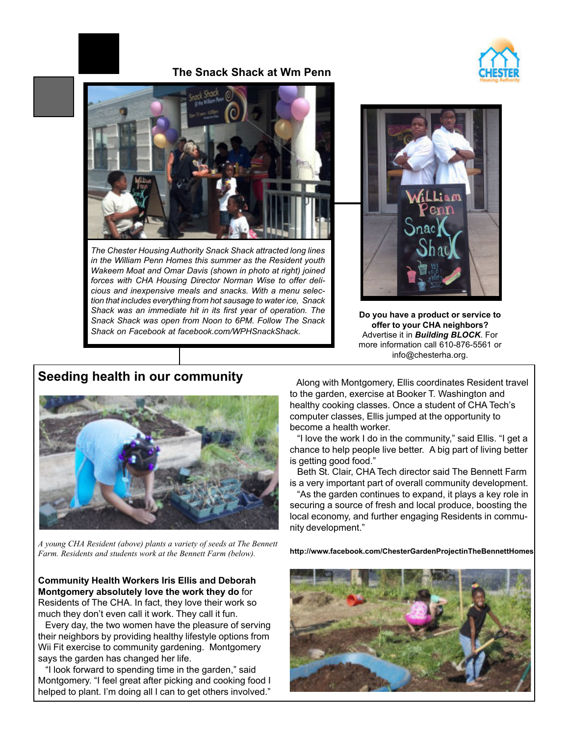## The Snack Shack at Wm Penn

*The Chester Housing Authority Snack Shack attracted long lines in the William Penn Homes this summer as the Resident youth Wakeem Moat and Omar Davis (shown in photo at right) joined forces with CHA Housing Director Norman Wise to offer delicious and inexpensive meals and snacks. With a menu selection that includes everything from hot sausage to water ice, Snack Shack was an immediate hit in its first year of operation. The Snack Shack was open from Noon to 6PM. Follow The Snack Shack on Facebook at facebook.com/WPHSnackShack.*

**Do you have a product or service to offer to your CHA neighbors?** Advertise it in ***Building BLOCK***. For more information call 610-876-5561 or info@chesterha.org.

## Seeding health in our community

*A young CHA Resident (above) plants a variety of seeds at The Bennett Farm. Residents and students work at the Bennett Farm (below).*

**Community Health Workers Iris Ellis and Deborah Montgomery absolutely love the work they do** for Residents of The CHA. In fact, they love their work so much they don't even call it work. They call it fun.

Every day, the two women have the pleasure of serving their neighbors by providing healthy lifestyle options from Wii Fit exercise to community gardening. Montgomery says the garden has changed her life.

"I look forward to spending time in the garden," said Montgomery. "I feel great after picking and cooking food I helped to plant. I'm doing all I can to get others involved."

Along with Montgomery, Ellis coordinates Resident travel to the garden, exercise at Booker T. Washington and healthy cooking classes. Once a student of CHA Tech's computer classes, Ellis jumped at the opportunity to become a health worker.

"I love the work I do in the community," said Ellis. "I get a chance to help people live better. A big part of living better is getting good food."

Beth St. Clair, CHA Tech director said The Bennett Farm is a very important part of overall community development.

"As the garden continues to expand, it plays a key role in securing a source of fresh and local produce, boosting the local economy, and further engaging Residents in community development."

**http://www.facebook.com/ChesterGardenProjectinTheBennettHomes**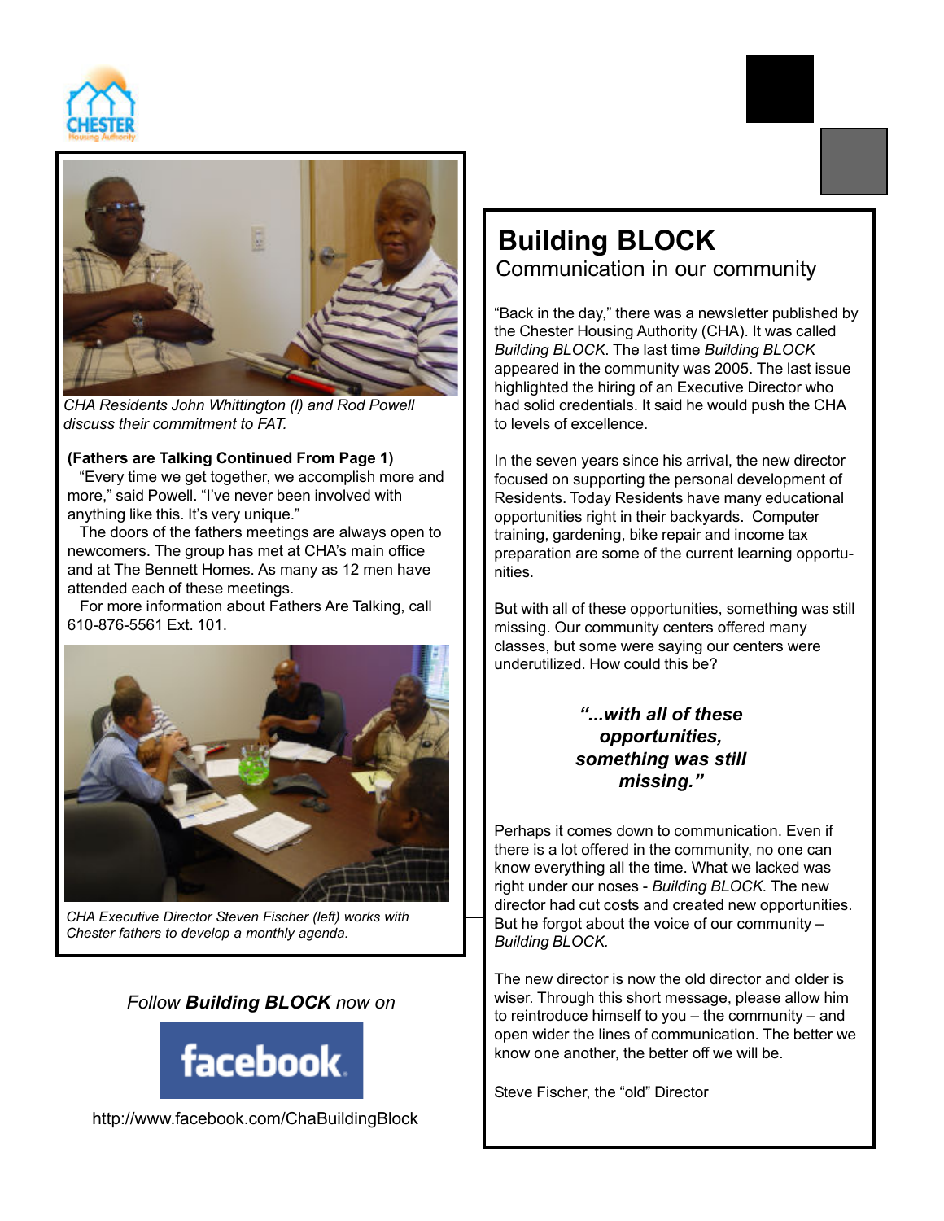CHA Residents John Whittington (l) and Rod Powell discuss their commitment to FAT.

**(Fathers are Talking Continued From Page 1)**

"Every time we get together, we accomplish more and more," said Powell. "I've never been involved with anything like this. It's very unique."

The doors of the fathers meetings are always open to newcomers. The group has met at CHA's main office and at The Bennett Homes. As many as 12 men have attended each of these meetings.

For more information about Fathers Are Talking, call 610-876-5561 Ext. 101.

*CHA Executive Director Steven Fischer (left) works with Chester fathers to develop a monthly agenda.*

*Follow **Building BLOCK** now on*

facebook

http://www.facebook.com/ChaBuildingBlock

# Building BLOCK

## Communication in our community

"Back in the day," there was a newsletter published by the Chester Housing Authority (CHA). It was called *Building BLOCK*. The last time *Building BLOCK* appeared in the community was 2005. The last issue highlighted the hiring of an Executive Director who had solid credentials. It said he would push the CHA to levels of excellence.

In the seven years since his arrival, the new director focused on supporting the personal development of Residents. Today Residents have many educational opportunities right in their backyards. Computer training, gardening, bike repair and income tax preparation are some of the current learning opportunities.

But with all of these opportunities, something was still missing. Our community centers offered many classes, but some were saying our centers were underutilized. How could this be?

***"...with all of these opportunities, something was still missing."***

Perhaps it comes down to communication. Even if there is a lot offered in the community, no one can know everything all the time. What we lacked was right under our noses - *Building BLOCK.* The new director had cut costs and created new opportunities. But he forgot about the voice of our community – *Building BLOCK.*

The new director is now the old director and older is wiser. Through this short message, please allow him to reintroduce himself to you – the community – and open wider the lines of communication. The better we know one another, the better off we will be.

Steve Fischer, the "old" Director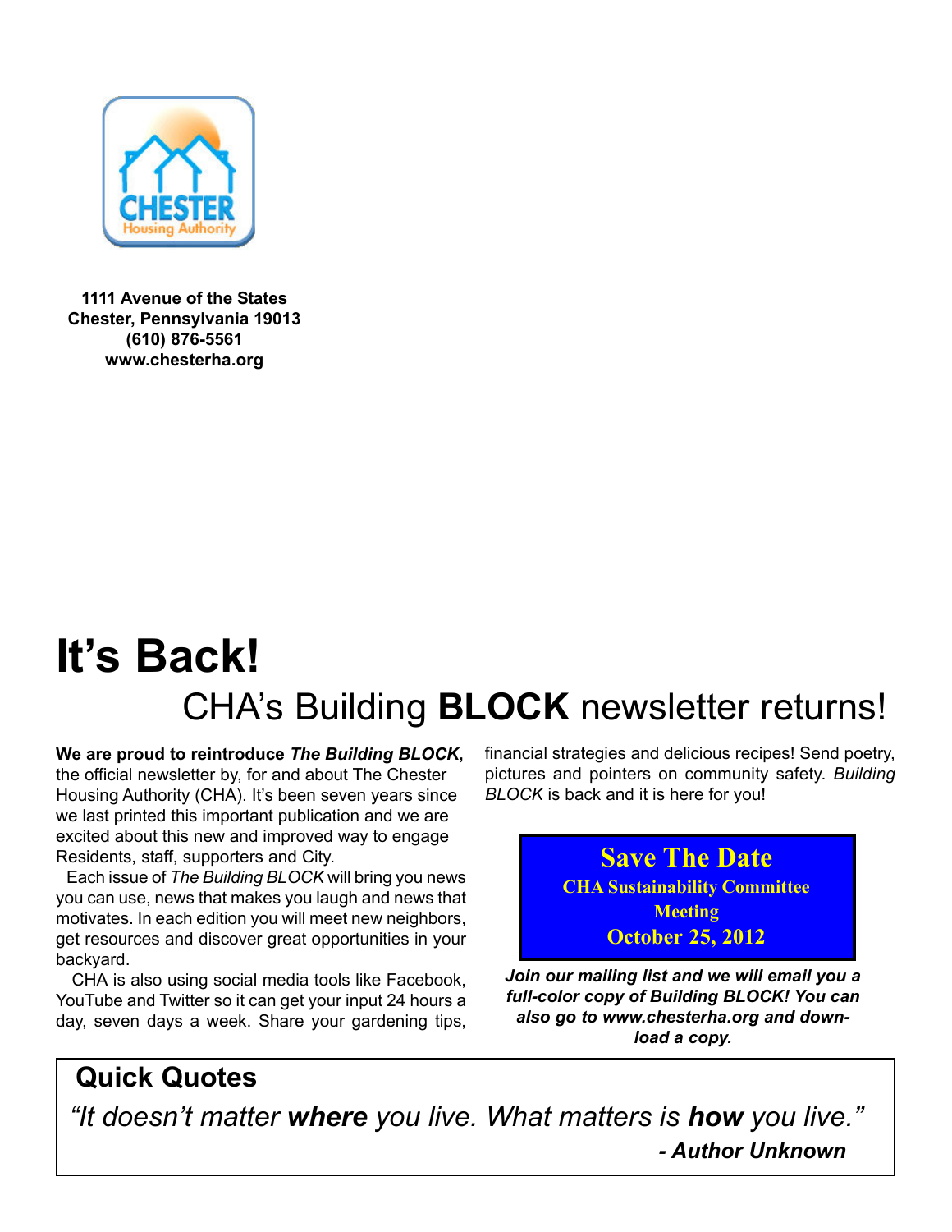CHESTER Housing Authority

**1111 Avenue of the States**
**Chester, Pennsylvania 19013**
**(610) 876-5561**
**www.chesterha.org**

# It's Back!

## CHA's Building **BLOCK** newsletter returns!

**We are proud to reintroduce *The Building BLOCK*,** the official newsletter by, for and about The Chester Housing Authority (CHA). It's been seven years since we last printed this important publication and we are excited about this new and improved way to engage Residents, staff, supporters and City.

Each issue of *The Building BLOCK* will bring you news you can use, news that makes you laugh and news that motivates. In each edition you will meet new neighbors, get resources and discover great opportunities in your backyard.

CHA is also using social media tools like Facebook, YouTube and Twitter so it can get your input 24 hours a day, seven days a week. Share your gardening tips, financial strategies and delicious recipes! Send poetry, pictures and pointers on community safety. *Building BLOCK* is back and it is here for you!

**Save The Date**
**CHA Sustainability Committee Meeting**
**October 25, 2012**

***Join our mailing list and we will email you a full-color copy of Building BLOCK! You can also go to www.chesterha.org and download a copy.***

**Quick Quotes**

*"It doesn't matter **where** you live. What matters is **how** you live."*

***- Author Unknown***